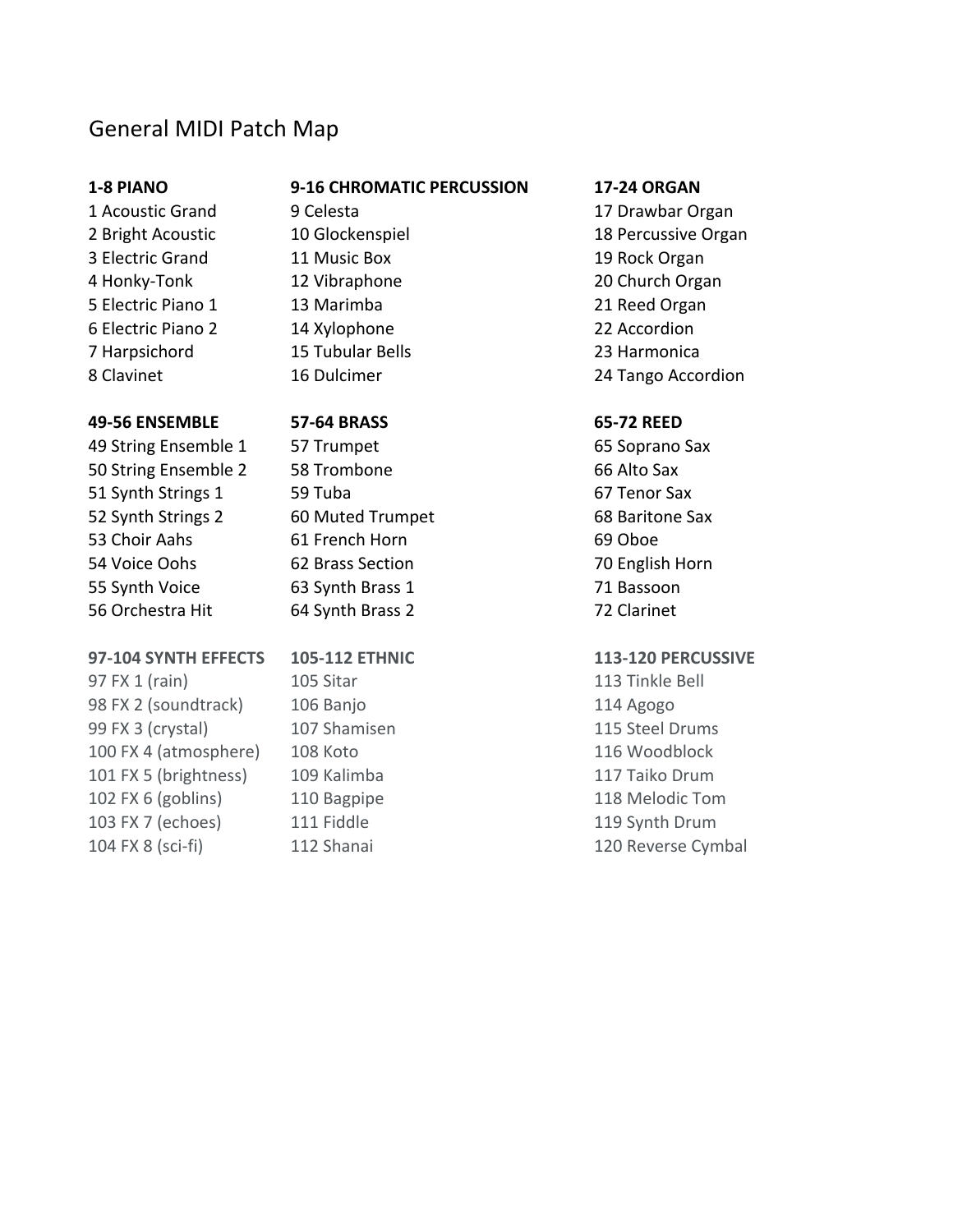# General MIDI Patch Map

**1-8 PIANO**

1 Acoustic Grand
2 Bright Acoustic
3 Electric Grand
4 Honky-Tonk
5 Electric Piano 1
6 Electric Piano 2
7 Harpsichord
8 Clavinet

**9-16 CHROMATIC PERCUSSION**

9 Celesta
10 Glockenspiel
11 Music Box
12 Vibraphone
13 Marimba
14 Xylophone
15 Tubular Bells
16 Dulcimer

**17-24 ORGAN**

17 Drawbar Organ
18 Percussive Organ
19 Rock Organ
20 Church Organ
21 Reed Organ
22 Accordion
23 Harmonica
24 Tango Accordion

**49-56 ENSEMBLE**

49 String Ensemble 1
50 String Ensemble 2
51 Synth Strings 1
52 Synth Strings 2
53 Choir Aahs
54 Voice Oohs
55 Synth Voice
56 Orchestra Hit

**57-64 BRASS**

57 Trumpet
58 Trombone
59 Tuba
60 Muted Trumpet
61 French Horn
62 Brass Section
63 Synth Brass 1
64 Synth Brass 2

**65-72 REED**

65 Soprano Sax
66 Alto Sax
67 Tenor Sax
68 Baritone Sax
69 Oboe
70 English Horn
71 Bassoon
72 Clarinet

**97-104 SYNTH EFFECTS**

97 FX 1 (rain)
98 FX 2 (soundtrack)
99 FX 3 (crystal)
100 FX 4 (atmosphere)
101 FX 5 (brightness)
102 FX 6 (goblins)
103 FX 7 (echoes)
104 FX 8 (sci-fi)

**105-112 ETHNIC**

105 Sitar
106 Banjo
107 Shamisen
108 Koto
109 Kalimba
110 Bagpipe
111 Fiddle
112 Shanai

**113-120 PERCUSSIVE**

113 Tinkle Bell
114 Agogo
115 Steel Drums
116 Woodblock
117 Taiko Drum
118 Melodic Tom
119 Synth Drum
120 Reverse Cymbal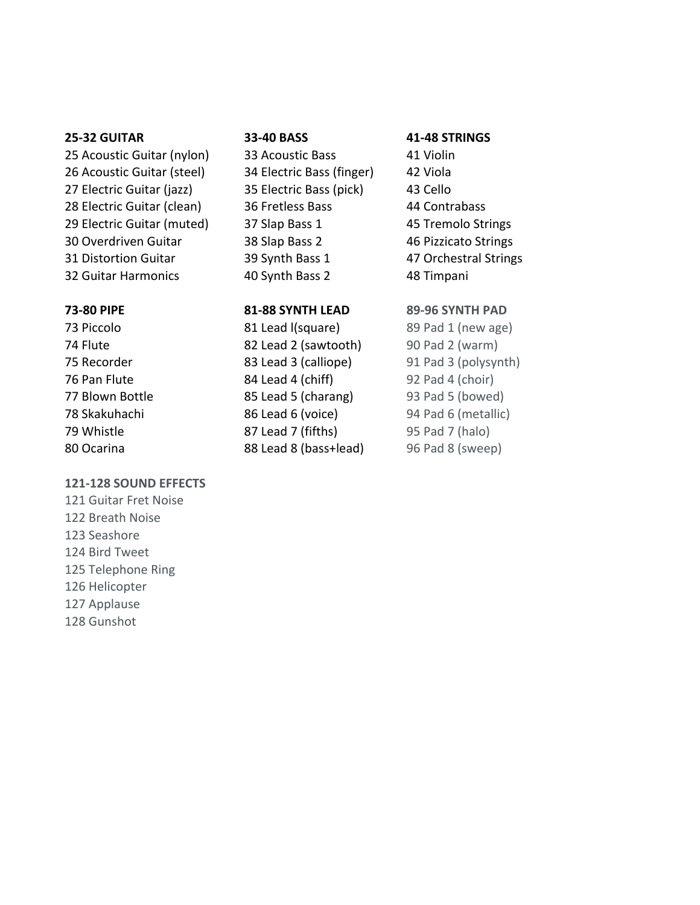**25-32 GUITAR**
25 Acoustic Guitar (nylon)
26 Acoustic Guitar (steel)
27 Electric Guitar (jazz)
28 Electric Guitar (clean)
29 Electric Guitar (muted)
30 Overdriven Guitar
31 Distortion Guitar
32 Guitar Harmonics

**33-40 BASS**
33 Acoustic Bass
34 Electric Bass (finger)
35 Electric Bass (pick)
36 Fretless Bass
37 Slap Bass 1
38 Slap Bass 2
39 Synth Bass 1
40 Synth Bass 2

**41-48 STRINGS**
41 Violin
42 Viola
43 Cello
44 Contrabass
45 Tremolo Strings
46 Pizzicato Strings
47 Orchestral Strings
48 Timpani

**73-80 PIPE**
73 Piccolo
74 Flute
75 Recorder
76 Pan Flute
77 Blown Bottle
78 Skakuhachi
79 Whistle
80 Ocarina

**81-88 SYNTH LEAD**
81 Lead l(square)
82 Lead 2 (sawtooth)
83 Lead 3 (calliope)
84 Lead 4 (chiff)
85 Lead 5 (charang)
86 Lead 6 (voice)
87 Lead 7 (fifths)
88 Lead 8 (bass+lead)

**89-96 SYNTH PAD**
89 Pad 1 (new age)
90 Pad 2 (warm)
91 Pad 3 (polysynth)
92 Pad 4 (choir)
93 Pad 5 (bowed)
94 Pad 6 (metallic)
95 Pad 7 (halo)
96 Pad 8 (sweep)

**121-128 SOUND EFFECTS**
121 Guitar Fret Noise
122 Breath Noise
123 Seashore
124 Bird Tweet
125 Telephone Ring
126 Helicopter
127 Applause
128 Gunshot